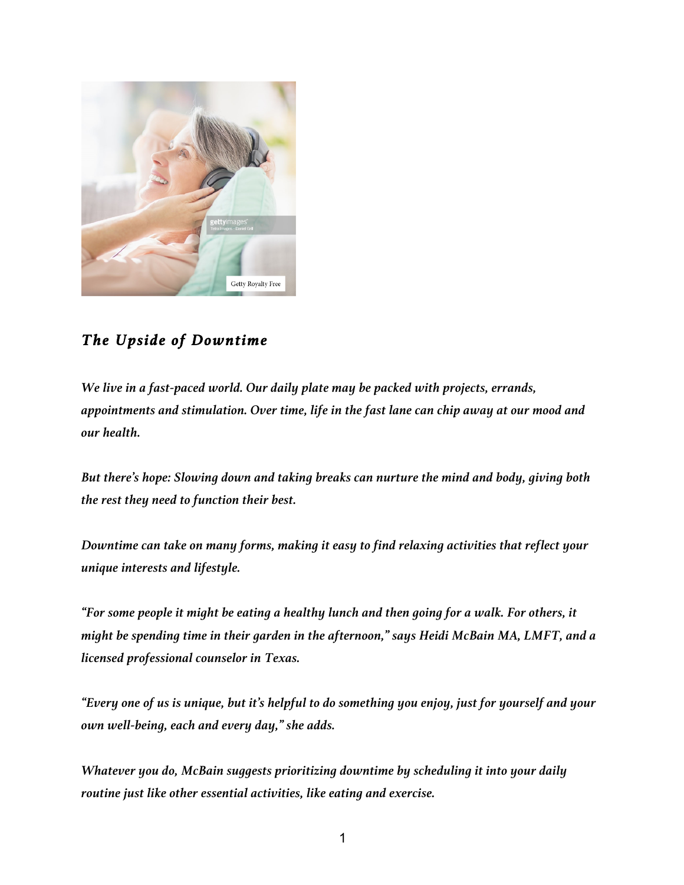## *The Upside of Downtime*

***We live in a fast-paced world. Our daily plate may be packed with projects, errands, appointments and stimulation. Over time, life in the fast lane can chip away at our mood and our health.***

***But there's hope: Slowing down and taking breaks can nurture the mind and body, giving both the rest they need to function their best.***

***Downtime can take on many forms, making it easy to find relaxing activities that reflect your unique interests and lifestyle.***

***"For some people it might be eating a healthy lunch and then going for a walk. For others, it might be spending time in their garden in the afternoon," says Heidi McBain MA, LMFT, and a licensed professional counselor in Texas.***

***"Every one of us is unique, but it's helpful to do something you enjoy, just for yourself and your own well-being, each and every day," she adds.***

***Whatever you do, McBain suggests prioritizing downtime by scheduling it into your daily routine just like other essential activities, like eating and exercise.***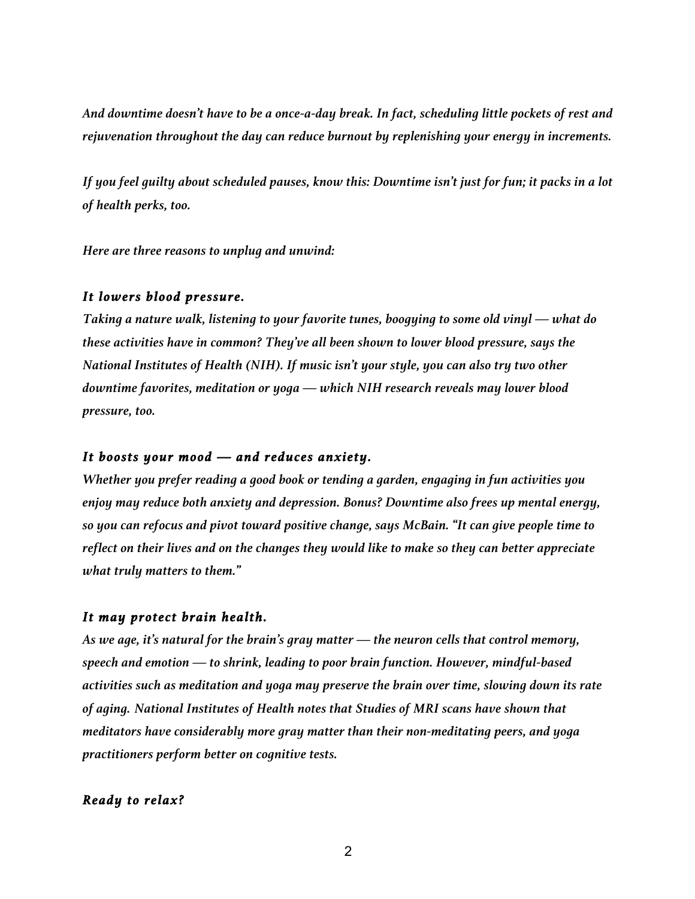*And downtime doesn't have to be a once-a-day break. In fact, scheduling little pockets of rest and rejuvenation throughout the day can reduce burnout by replenishing your energy in increments.*

*If you feel guilty about scheduled pauses, know this: Downtime isn't just for fun; it packs in a lot of health perks, too.*

*Here are three reasons to unplug and unwind:*

### *It lowers blood pressure.*

*Taking a nature walk, listening to your favorite tunes, boogying to some old vinyl — what do these activities have in common? They've all been shown to lower blood pressure, says the National Institutes of Health (NIH). If music isn't your style, you can also try two other downtime favorites, meditation or yoga — which NIH research reveals may lower blood pressure, too.*

### *It boosts your mood — and reduces anxiety.*

*Whether you prefer reading a good book or tending a garden, engaging in fun activities you enjoy may reduce both anxiety and depression. Bonus? Downtime also frees up mental energy, so you can refocus and pivot toward positive change, says McBain. "It can give people time to reflect on their lives and on the changes they would like to make so they can better appreciate what truly matters to them."*

### *It may protect brain health.*

*As we age, it's natural for the brain's gray matter — the neuron cells that control memory, speech and emotion — to shrink, leading to poor brain function. However, mindful-based activities such as meditation and yoga may preserve the brain over time, slowing down its rate of aging. National Institutes of Health notes that Studies of MRI scans have shown that meditators have considerably more gray matter than their non-meditating peers, and yoga practitioners perform better on cognitive tests.*

### *Ready to relax?*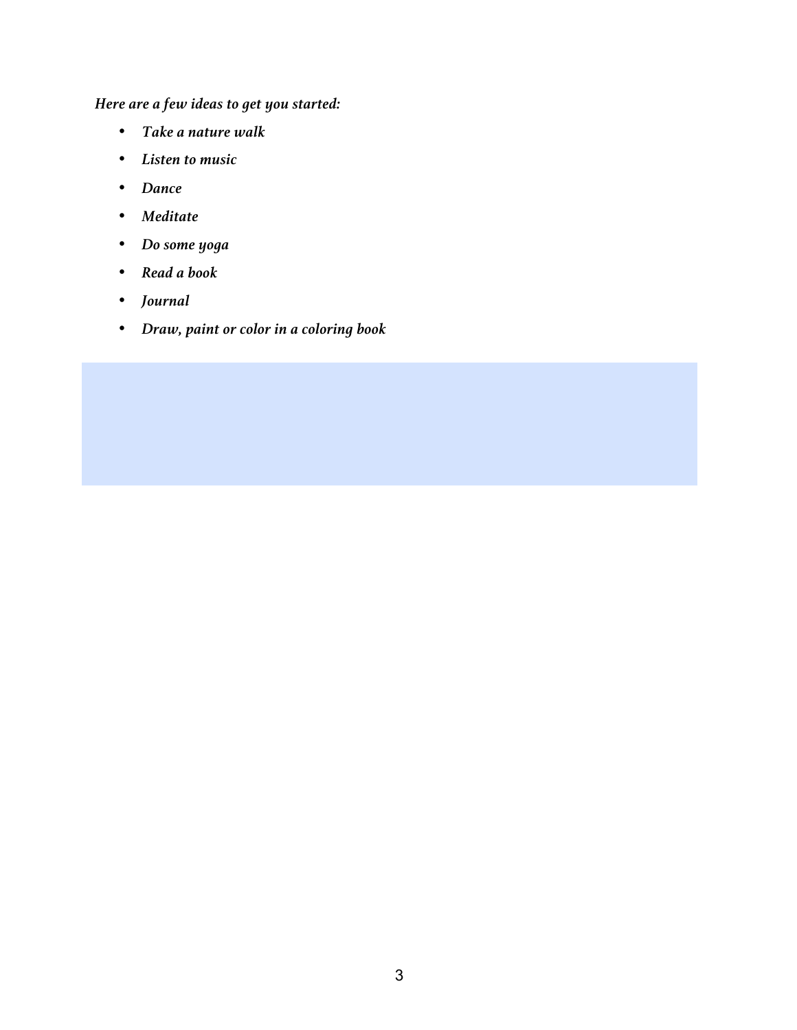*Here are a few ideas to get you started:*

- *Take a nature walk*
- *Listen to music*
- *Dance*
- *Meditate*
- *Do some yoga*
- *Read a book*
- *Journal*
- *Draw, paint or color in a coloring book*